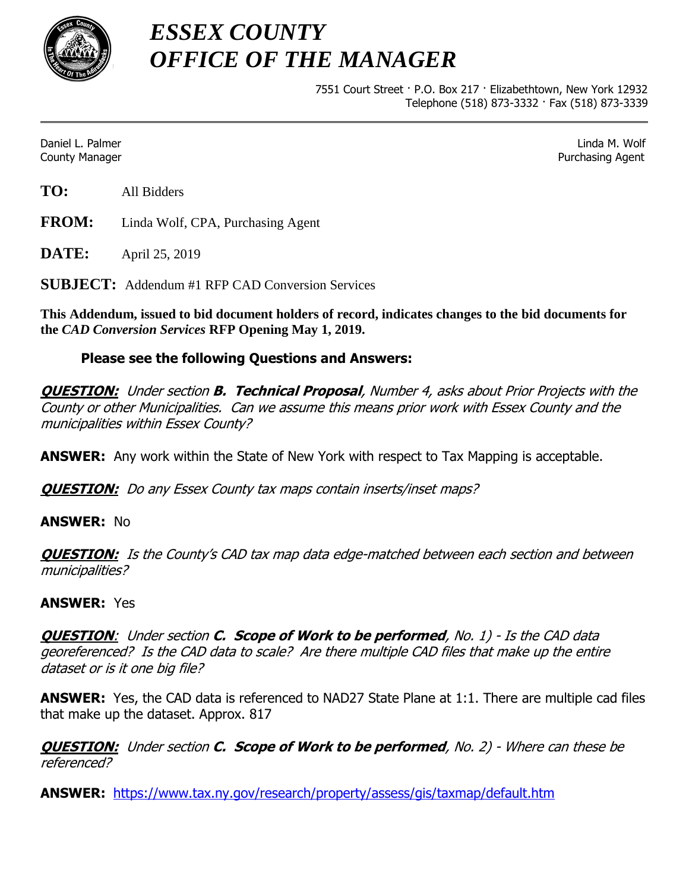# *ESSEX COUNTY*
# *OFFICE OF THE MANAGER*

7551 Court Street · P.O. Box 217 · Elizabethtown, New York 12932
Telephone (518) 873-3332 · Fax (518) 873-3339

---

Daniel L. Palmer
County Manager

Linda M. Wolf
Purchasing Agent

**TO:** All Bidders

**FROM:** Linda Wolf, CPA, Purchasing Agent

**DATE:** April 25, 2019

**SUBJECT:** Addendum #1 RFP CAD Conversion Services

**This Addendum, issued to bid document holders of record, indicates changes to the bid documents for the *CAD Conversion Services* RFP Opening May 1, 2019.**

**Please see the following Questions and Answers:**

***QUESTION:*** *Under section **B. Technical Proposal**, Number 4, asks about Prior Projects with the County or other Municipalities. Can we assume this means prior work with Essex County and the municipalities within Essex County?*

**ANSWER:** Any work within the State of New York with respect to Tax Mapping is acceptable.

***QUESTION:*** *Do any Essex County tax maps contain inserts/inset maps?*

**ANSWER:** No

***QUESTION:*** *Is the County's CAD tax map data edge-matched between each section and between municipalities?*

**ANSWER:** Yes

***QUESTION:*** *Under section **C. Scope of Work to be performed**, No. 1) - Is the CAD data georeferenced? Is the CAD data to scale? Are there multiple CAD files that make up the entire dataset or is it one big file?*

**ANSWER:** Yes, the CAD data is referenced to NAD27 State Plane at 1:1. There are multiple cad files that make up the dataset. Approx. 817

***QUESTION:*** *Under section **C. Scope of Work to be performed**, No. 2) - Where can these be referenced?*

**ANSWER:** https://www.tax.ny.gov/research/property/assess/gis/taxmap/default.htm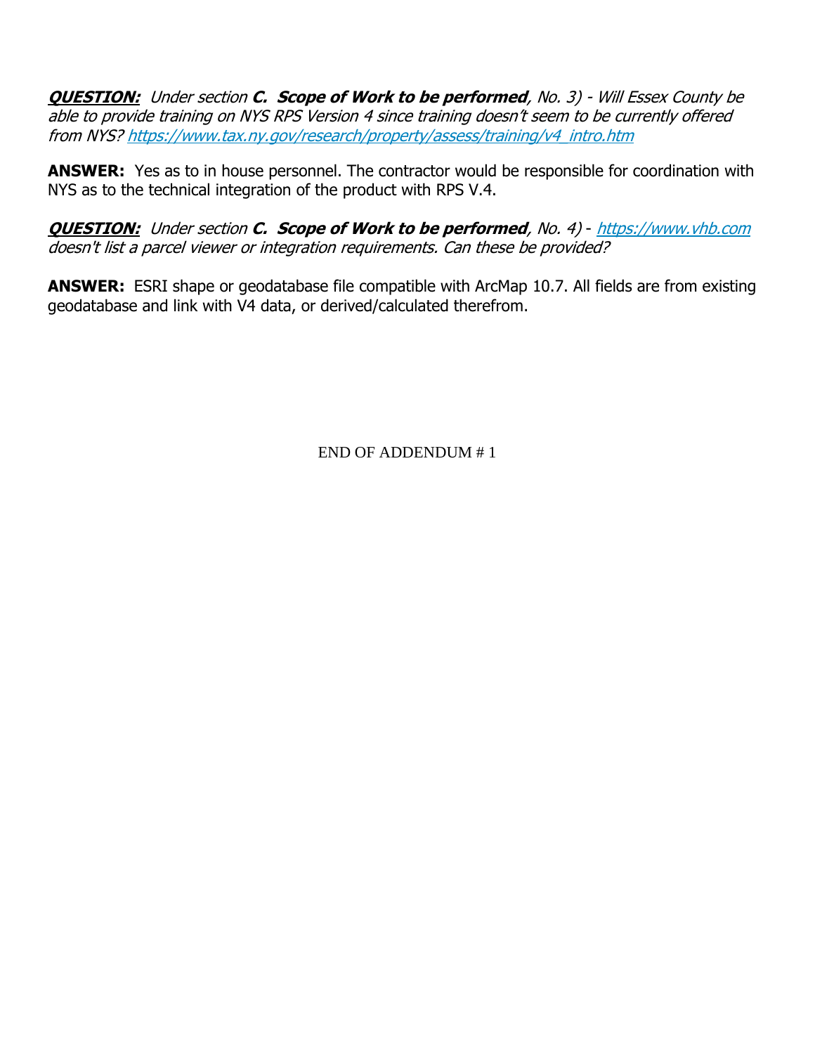***QUESTION:*** *Under section **C. Scope of Work to be performed**, No. 3) - Will Essex County be able to provide training on NYS RPS Version 4 since training doesn't seem to be currently offered from NYS? https://www.tax.ny.gov/research/property/assess/training/v4_intro.htm*

**ANSWER:** Yes as to in house personnel. The contractor would be responsible for coordination with NYS as to the technical integration of the product with RPS V.4.

***QUESTION:*** *Under section **C. Scope of Work to be performed**, No. 4) - https://www.vhb.com doesn't list a parcel viewer or integration requirements. Can these be provided?*

**ANSWER:** ESRI shape or geodatabase file compatible with ArcMap 10.7. All fields are from existing geodatabase and link with V4 data, or derived/calculated therefrom.

END OF ADDENDUM # 1